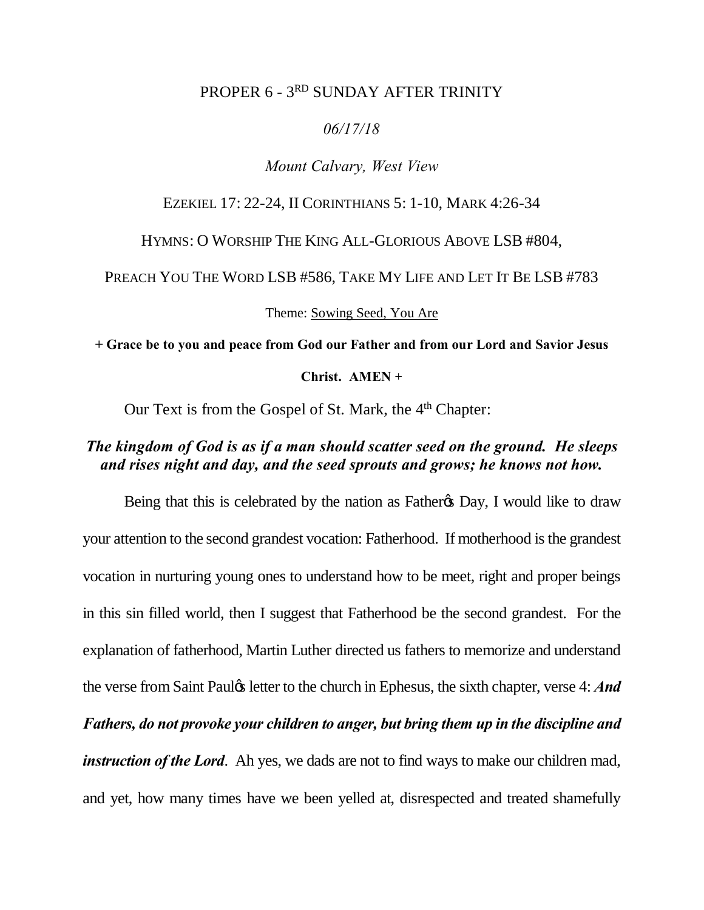PROPER 6 - 3[RD] SUNDAY AFTER TRINITY

*06/17/18*

*Mount Calvary, West View*

EZEKIEL 17: 22-24, II CORINTHIANS 5: 1-10, MARK 4:26-34

HYMNS: O WORSHIP THE KING ALL-GLORIOUS ABOVE LSB #804,

PREACH YOU THE WORD LSB #586, TAKE MY LIFE AND LET IT BE LSB #783

Theme: Sowing Seed, You Are

**+ Grace be to you and peace from God our Father and from our Lord and Savior Jesus Christ. AMEN +**

Our Text is from the Gospel of St. Mark, the 4[th] Chapter:

***The kingdom of God is as if a man should scatter seed on the ground. He sleeps and rises night and day, and the seed sprouts and grows; he knows not how.***

Being that this is celebrated by the nation as Father's Day, I would like to draw your attention to the second grandest vocation: Fatherhood. If motherhood is the grandest vocation in nurturing young ones to understand how to be meet, right and proper beings in this sin filled world, then I suggest that Fatherhood be the second grandest. For the explanation of fatherhood, Martin Luther directed us fathers to memorize and understand the verse from Saint Paul's letter to the church in Ephesus, the sixth chapter, verse 4: ***And Fathers, do not provoke your children to anger, but bring them up in the discipline and instruction of the Lord***. Ah yes, we dads are not to find ways to make our children mad, and yet, how many times have we been yelled at, disrespected and treated shamefully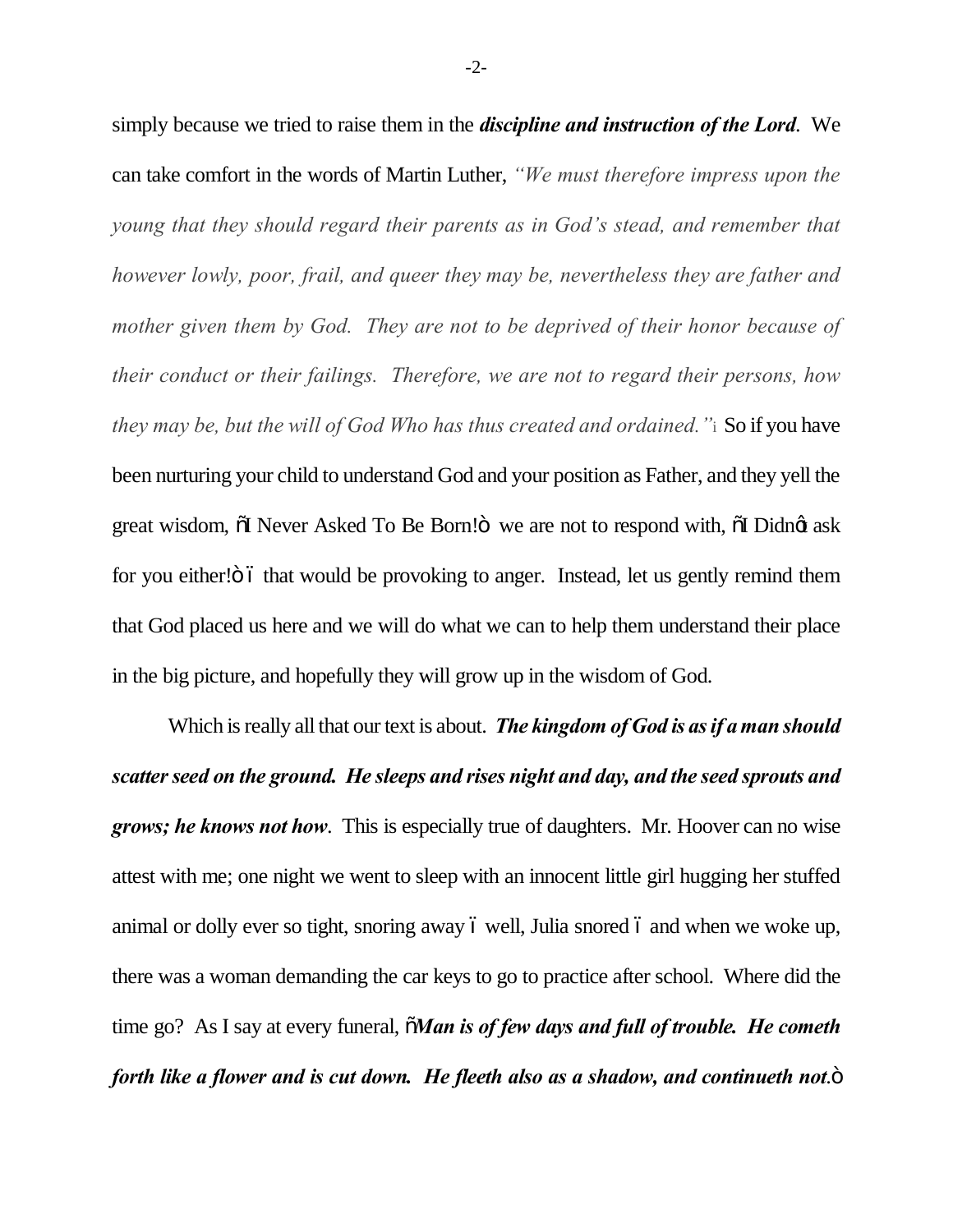simply because we tried to raise them in the ***discipline and instruction of the Lord***. We can take comfort in the words of Martin Luther, *"We must therefore impress upon the young that they should regard their parents as in God's stead, and remember that however lowly, poor, frail, and queer they may be, nevertheless they are father and mother given them by God. They are not to be deprived of their honor because of their conduct or their failings. Therefore, we are not to regard their persons, how they may be, but the will of God Who has thus created and ordained."*[i] So if you have been nurturing your child to understand God and your position as Father, and they yell the great wisdom, õI Never Asked To Be Born!ö we are not to respond with, õI Didnøt ask for you either!ö ó that would be provoking to anger. Instead, let us gently remind them that God placed us here and we will do what we can to help them understand their place in the big picture, and hopefully they will grow up in the wisdom of God.

Which is really all that our text is about. ***The kingdom of God is as if a man should scatter seed on the ground. He sleeps and rises night and day, and the seed sprouts and grows; he knows not how***. This is especially true of daughters. Mr. Hoover can no wise attest with me; one night we went to sleep with an innocent little girl hugging her stuffed animal or dolly ever so tight, snoring away ó well, Julia snored ó and when we woke up, there was a woman demanding the car keys to go to practice after school. Where did the time go? As I say at every funeral, õ***Man is of few days and full of trouble. He cometh forth like a flower and is cut down. He fleeth also as a shadow, and continueth not.***ö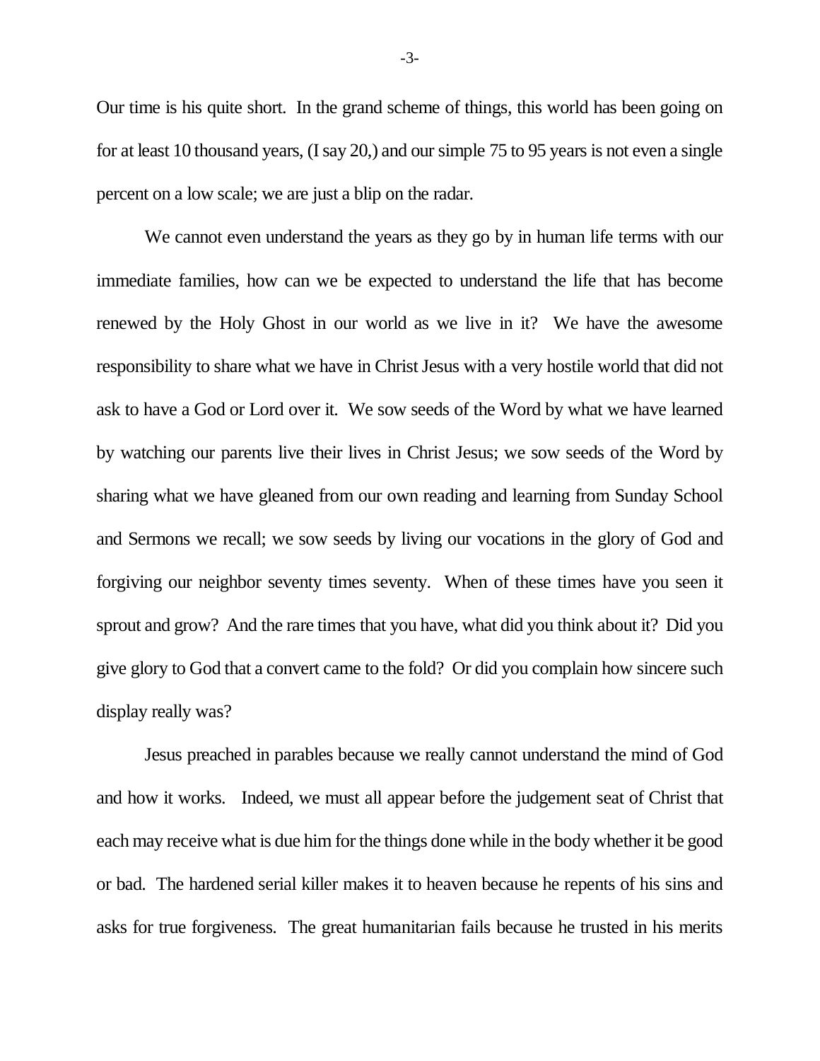Our time is his quite short. In the grand scheme of things, this world has been going on for at least 10 thousand years, (I say 20,) and our simple 75 to 95 years is not even a single percent on a low scale; we are just a blip on the radar.

We cannot even understand the years as they go by in human life terms with our immediate families, how can we be expected to understand the life that has become renewed by the Holy Ghost in our world as we live in it? We have the awesome responsibility to share what we have in Christ Jesus with a very hostile world that did not ask to have a God or Lord over it. We sow seeds of the Word by what we have learned by watching our parents live their lives in Christ Jesus; we sow seeds of the Word by sharing what we have gleaned from our own reading and learning from Sunday School and Sermons we recall; we sow seeds by living our vocations in the glory of God and forgiving our neighbor seventy times seventy. When of these times have you seen it sprout and grow? And the rare times that you have, what did you think about it? Did you give glory to God that a convert came to the fold? Or did you complain how sincere such display really was?

Jesus preached in parables because we really cannot understand the mind of God and how it works. Indeed, we must all appear before the judgement seat of Christ that each may receive what is due him for the things done while in the body whether it be good or bad. The hardened serial killer makes it to heaven because he repents of his sins and asks for true forgiveness. The great humanitarian fails because he trusted in his merits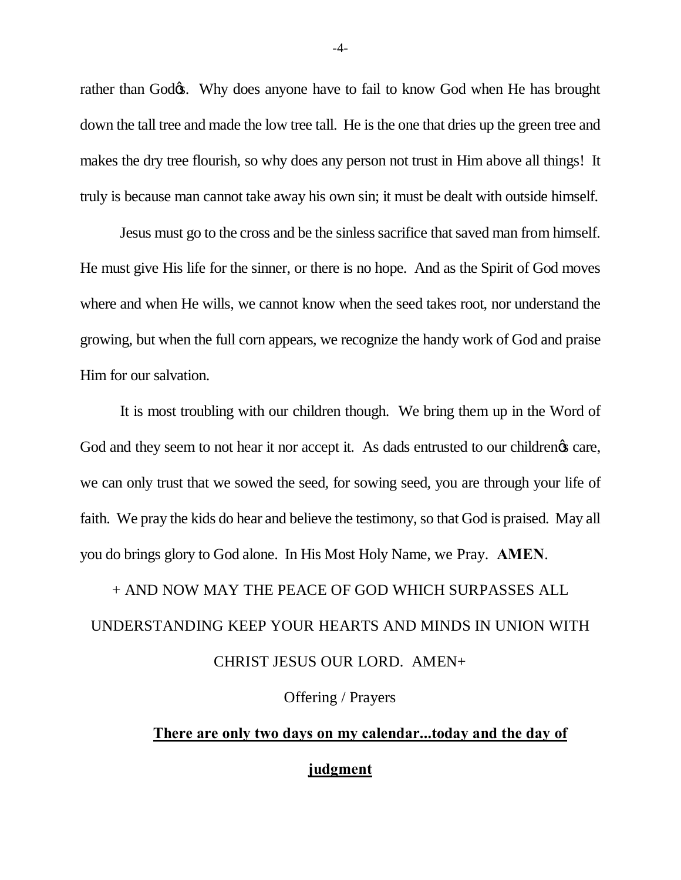rather than Godϕs. Why does anyone have to fail to know God when He has brought down the tall tree and made the low tree tall. He is the one that dries up the green tree and makes the dry tree flourish, so why does any person not trust in Him above all things! It truly is because man cannot take away his own sin; it must be dealt with outside himself.

Jesus must go to the cross and be the sinless sacrifice that saved man from himself. He must give His life for the sinner, or there is no hope. And as the Spirit of God moves where and when He wills, we cannot know when the seed takes root, nor understand the growing, but when the full corn appears, we recognize the handy work of God and praise Him for our salvation.

It is most troubling with our children though. We bring them up in the Word of God and they seem to not hear it nor accept it. As dads entrusted to our childrenϕs care, we can only trust that we sowed the seed, for sowing seed, you are through your life of faith. We pray the kids do hear and believe the testimony, so that God is praised. May all you do brings glory to God alone. In His Most Holy Name, we Pray. **AMEN**.

+ AND NOW MAY THE PEACE OF GOD WHICH SURPASSES ALL UNDERSTANDING KEEP YOUR HEARTS AND MINDS IN UNION WITH CHRIST JESUS OUR LORD. AMEN+

Offering / Prayers

**There are only two days on my calendar...today and the day of judgment**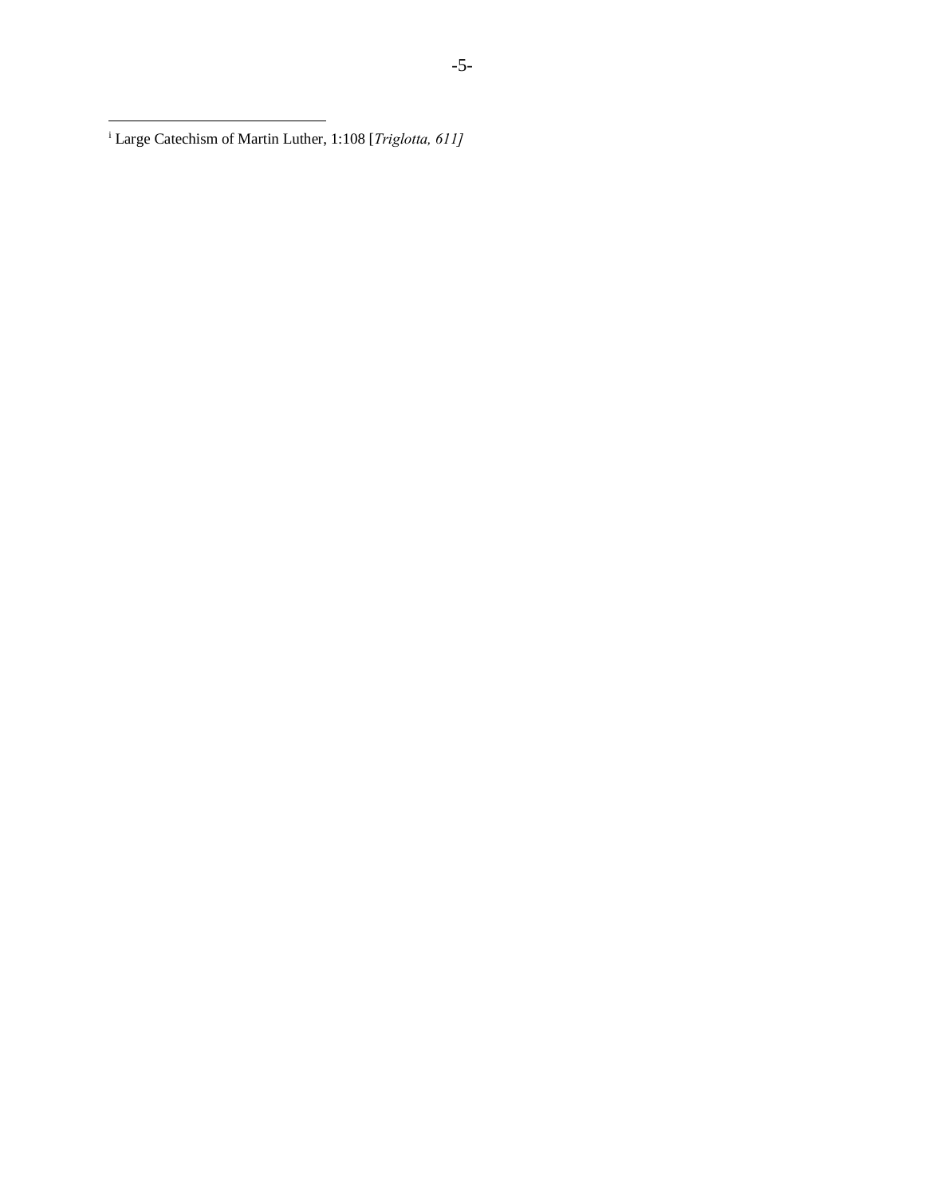[i] Large Catechism of Martin Luther, 1:108 [*Triglotta, 611]*